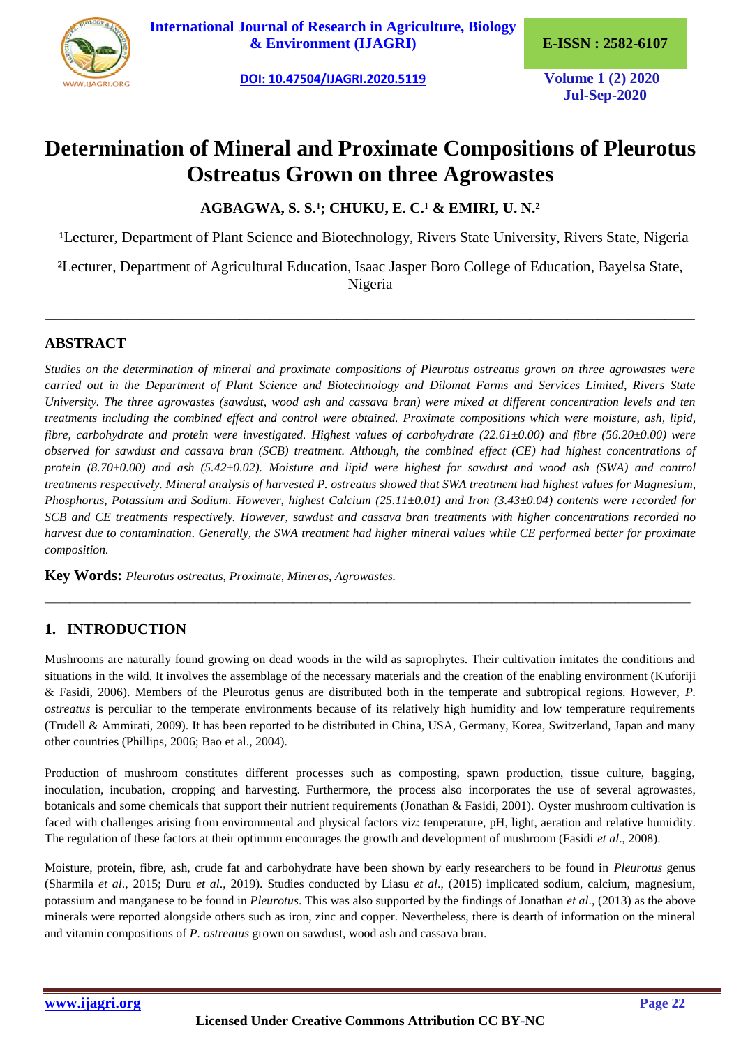# Determination of Mineral and Proximate Compositions of Pleurotus Ostreatus Grown on three Agrowastes

**AGBAGWA, S. S.[1]; CHUKU, E. C.[1] & EMIRI, U. N.[2]**

[1]Lecturer, Department of Plant Science and Biotechnology, Rivers State University, Rivers State, Nigeria

[2]Lecturer, Department of Agricultural Education, Isaac Jasper Boro College of Education, Bayelsa State, Nigeria

---

## ABSTRACT

*Studies on the determination of mineral and proximate compositions of Pleurotus ostreatus grown on three agrowastes were carried out in the Department of Plant Science and Biotechnology and Dilomat Farms and Services Limited, Rivers State University. The three agrowastes (sawdust, wood ash and cassava bran) were mixed at different concentration levels and ten treatments including the combined effect and control were obtained. Proximate compositions which were moisture, ash, lipid, fibre, carbohydrate and protein were investigated. Highest values of carbohydrate (22.61±0.00) and fibre (56.20±0.00) were observed for sawdust and cassava bran (SCB) treatment. Although, the combined effect (CE) had highest concentrations of protein (8.70±0.00) and ash (5.42±0.02). Moisture and lipid were highest for sawdust and wood ash (SWA) and control treatments respectively. Mineral analysis of harvested P. ostreatus showed that SWA treatment had highest values for Magnesium, Phosphorus, Potassium and Sodium. However, highest Calcium (25.11±0.01) and Iron (3.43±0.04) contents were recorded for SCB and CE treatments respectively. However, sawdust and cassava bran treatments with higher concentrations recorded no harvest due to contamination. Generally, the SWA treatment had higher mineral values while CE performed better for proximate composition.*

**Key Words:** *Pleurotus ostreatus, Proximate, Mineras, Agrowastes.*

---

## 1. INTRODUCTION

Mushrooms are naturally found growing on dead woods in the wild as saprophytes. Their cultivation imitates the conditions and situations in the wild. It involves the assemblage of the necessary materials and the creation of the enabling environment (Kuforiji & Fasidi, 2006). Members of the Pleurotus genus are distributed both in the temperate and subtropical regions. However, *P. ostreatus* is perculiar to the temperate environments because of its relatively high humidity and low temperature requirements (Trudell & Ammirati, 2009). It has been reported to be distributed in China, USA, Germany, Korea, Switzerland, Japan and many other countries (Phillips, 2006; Bao et al., 2004).

Production of mushroom constitutes different processes such as composting, spawn production, tissue culture, bagging, inoculation, incubation, cropping and harvesting. Furthermore, the process also incorporates the use of several agrowastes, botanicals and some chemicals that support their nutrient requirements (Jonathan & Fasidi, 2001). Oyster mushroom cultivation is faced with challenges arising from environmental and physical factors viz: temperature, pH, light, aeration and relative humidity. The regulation of these factors at their optimum encourages the growth and development of mushroom (Fasidi *et al*., 2008).

Moisture, protein, fibre, ash, crude fat and carbohydrate have been shown by early researchers to be found in *Pleurotus* genus (Sharmila *et al*., 2015; Duru *et al*., 2019). Studies conducted by Liasu *et al*., (2015) implicated sodium, calcium, magnesium, potassium and manganese to be found in *Pleurotus*. This was also supported by the findings of Jonathan *et al*., (2013) as the above minerals were reported alongside others such as iron, zinc and copper. Nevertheless, there is dearth of information on the mineral and vitamin compositions of *P. ostreatus* grown on sawdust, wood ash and cassava bran.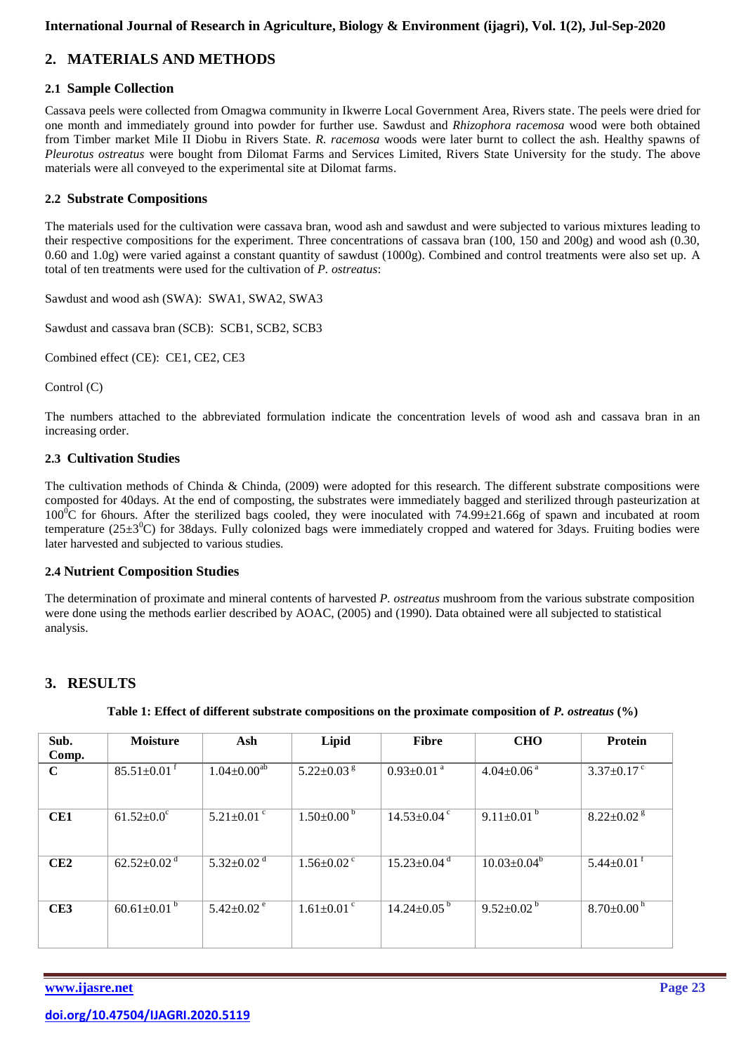## 2. MATERIALS AND METHODS

### 2.1 Sample Collection

Cassava peels were collected from Omagwa community in Ikwerre Local Government Area, Rivers state. The peels were dried for one month and immediately ground into powder for further use. Sawdust and *Rhizophora racemosa* wood were both obtained from Timber market Mile II Diobu in Rivers State. *R. racemosa* woods were later burnt to collect the ash. Healthy spawns of *Pleurotus ostreatus* were bought from Dilomat Farms and Services Limited, Rivers State University for the study. The above materials were all conveyed to the experimental site at Dilomat farms.

### 2.2 Substrate Compositions

The materials used for the cultivation were cassava bran, wood ash and sawdust and were subjected to various mixtures leading to their respective compositions for the experiment. Three concentrations of cassava bran (100, 150 and 200g) and wood ash (0.30, 0.60 and 1.0g) were varied against a constant quantity of sawdust (1000g). Combined and control treatments were also set up. A total of ten treatments were used for the cultivation of *P. ostreatus*:

Sawdust and wood ash (SWA): SWA1, SWA2, SWA3

Sawdust and cassava bran (SCB): SCB1, SCB2, SCB3

Combined effect (CE): CE1, CE2, CE3

Control (C)

The numbers attached to the abbreviated formulation indicate the concentration levels of wood ash and cassava bran in an increasing order.

### 2.3 Cultivation Studies

The cultivation methods of Chinda & Chinda, (2009) were adopted for this research. The different substrate compositions were composted for 40days. At the end of composting, the substrates were immediately bagged and sterilized through pasteurization at $100^{0}C$ for 6hours. After the sterilized bags cooled, they were inoculated with 74.99±21.66g of spawn and incubated at room temperature ($25\pm3^{0}C$) for 38days. Fully colonized bags were immediately cropped and watered for 3days. Fruiting bodies were later harvested and subjected to various studies.

### 2.4 Nutrient Composition Studies

The determination of proximate and mineral contents of harvested *P. ostreatus* mushroom from the various substrate composition were done using the methods earlier described by AOAC, (2005) and (1990). Data obtained were all subjected to statistical analysis.

## 3. RESULTS

**Table 1: Effect of different substrate compositions on the proximate composition of *P. ostreatus* (%)**

| Sub. Comp. | Moisture | Ash | Lipid | Fibre | CHO | Protein |
|---|---|---|---|---|---|---|
| **C** | $85.51\pm0.01^{f}$ | $1.04\pm0.00^{ab}$ | $5.22\pm0.03^{g}$ | $0.93\pm0.01^{a}$ | $4.04\pm0.06^{a}$ | $3.37\pm0.17^{c}$ |
| **CE1** | $61.52\pm0.0^{c}$ | $5.21\pm0.01^{c}$ | $1.50\pm0.00^{b}$ | $14.53\pm0.04^{c}$ | $9.11\pm0.01^{b}$ | $8.22\pm0.02^{g}$ |
| **CE2** | $62.52\pm0.02^{d}$ | $5.32\pm0.02^{d}$ | $1.56\pm0.02^{c}$ | $15.23\pm0.04^{d}$ | $10.03\pm0.04^{b}$ | $5.44\pm0.01^{f}$ |
| **CE3** | $60.61\pm0.01^{b}$ | $5.42\pm0.02^{e}$ | $1.61\pm0.01^{c}$ | $14.24\pm0.05^{b}$ | $9.52\pm0.02^{b}$ | $8.70\pm0.00^{h}$ |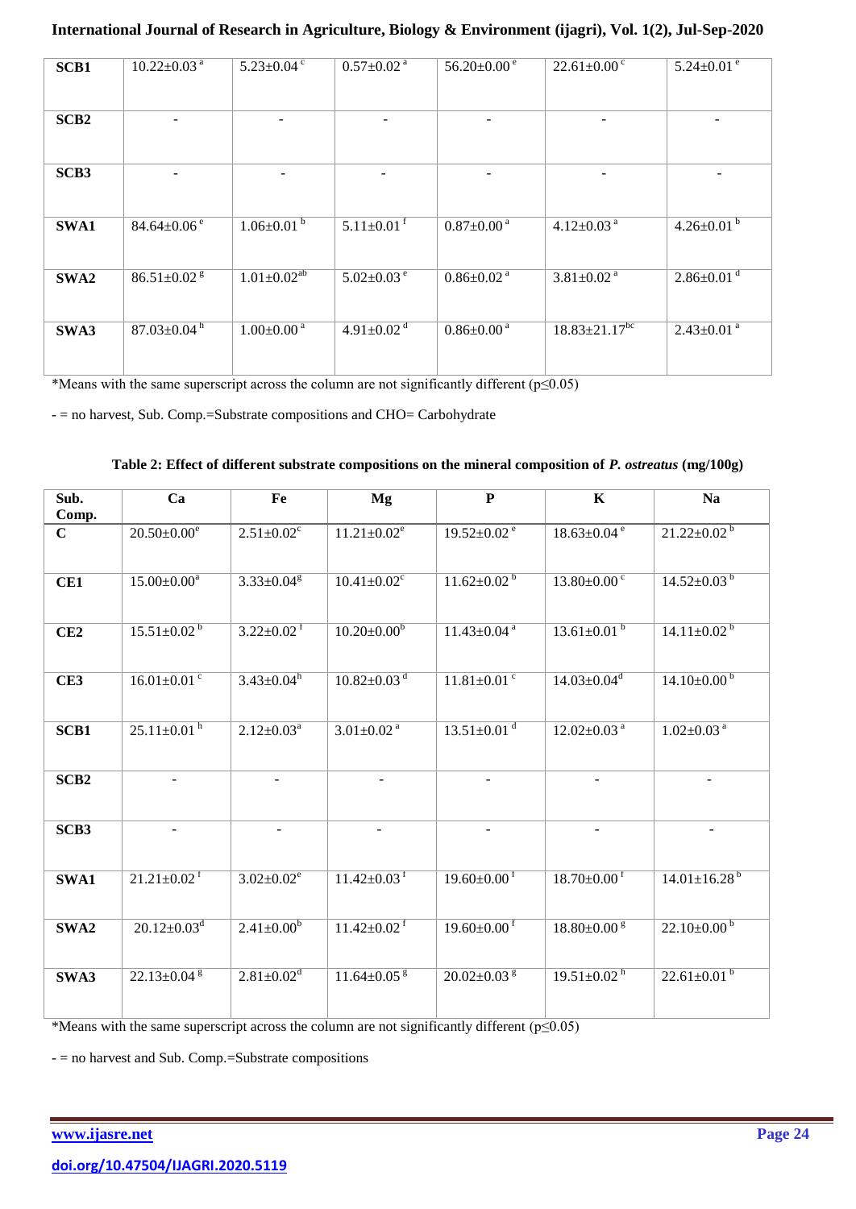| | | | | | | |
|---|---|---|---|---|---|---|
| **SCB1** | 10.22±0.03 [a] | 5.23±0.04 [c] | 0.57±0.02 [a] | 56.20±0.00 [e] | 22.61±0.00 [c] | 5.24±0.01 [e] |
| **SCB2** | - | - | - | - | - | - |
| **SCB3** | - | - | - | - | - | - |
| **SWA1** | 84.64±0.06 [e] | 1.06±0.01 [b] | 5.11±0.01 [f] | 0.87±0.00 [a] | 4.12±0.03 [a] | 4.26±0.01 [b] |
| **SWA2** | 86.51±0.02 [g] | 1.01±0.02 [ab] | 5.02±0.03 [e] | 0.86±0.02 [a] | 3.81±0.02 [a] | 2.86±0.01 [d] |
| **SWA3** | 87.03±0.04 [h] | 1.00±0.00 [a] | 4.91±0.02 [d] | 0.86±0.00 [a] | 18.83±21.17 [bc] | 2.43±0.01 [a] |

*Means with the same superscript across the column are not significantly different ($p \leq 0.05$)

- = no harvest, Sub. Comp.=Substrate compositions and CHO= Carbohydrate

**Table 2: Effect of different substrate compositions on the mineral composition of *P. ostreatus* (mg/100g)**

| Sub. Comp. | Ca | Fe | Mg | P | K | Na |
|---|---|---|---|---|---|---|
| **C** | 20.50±0.00 [e] | 2.51±0.02 [c] | 11.21±0.02 [e] | 19.52±0.02 [e] | 18.63±0.04 [e] | 21.22±0.02 [b] |
| **CE1** | 15.00±0.00 [a] | 3.33±0.04 [g] | 10.41±0.02 [c] | 11.62±0.02 [b] | 13.80±0.00 [c] | 14.52±0.03 [b] |
| **CE2** | 15.51±0.02 [b] | 3.22±0.02 [f] | 10.20±0.00 [b] | 11.43±0.04 [a] | 13.61±0.01 [b] | 14.11±0.02 [b] |
| **CE3** | 16.01±0.01 [c] | 3.43±0.04 [h] | 10.82±0.03 [d] | 11.81±0.01 [c] | 14.03±0.04 [d] | 14.10±0.00 [b] |
| **SCB1** | 25.11±0.01 [h] | 2.12±0.03 [a] | 3.01±0.02 [a] | 13.51±0.01 [d] | 12.02±0.03 [a] | 1.02±0.03 [a] |
| **SCB2** | - | - | - | - | - | - |
| **SCB3** | - | - | - | - | - | - |
| **SWA1** | 21.21±0.02 [f] | 3.02±0.02 [e] | 11.42±0.03 [f] | 19.60±0.00 [f] | 18.70±0.00 [f] | 14.01±16.28 [b] |
| **SWA2** | 20.12±0.03 [d] | 2.41±0.00 [b] | 11.42±0.02 [f] | 19.60±0.00 [f] | 18.80±0.00 [g] | 22.10±0.00 [b] |
| **SWA3** | 22.13±0.04 [g] | 2.81±0.02 [d] | 11.64±0.05 [g] | 20.02±0.03 [g] | 19.51±0.02 [h] | 22.61±0.01 [b] |

*Means with the same superscript across the column are not significantly different ($p \leq 0.05$)

- = no harvest and Sub. Comp.=Substrate compositions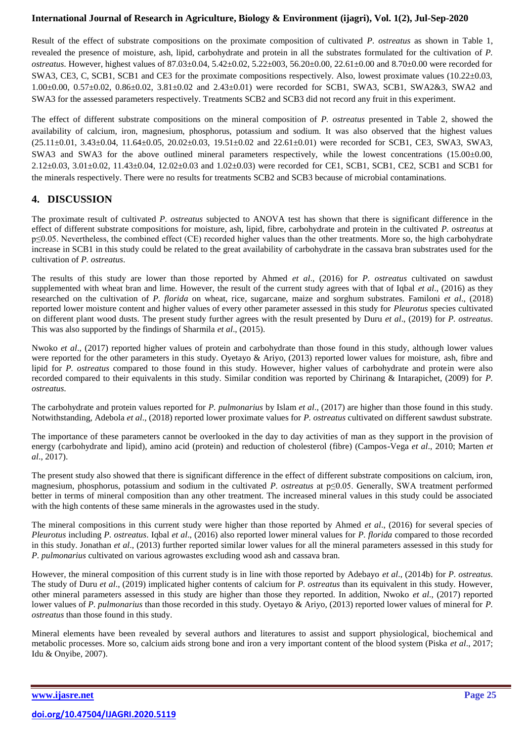Result of the effect of substrate compositions on the proximate composition of cultivated *P. ostreatus* as shown in Table 1, revealed the presence of moisture, ash, lipid, carbohydrate and protein in all the substrates formulated for the cultivation of *P. ostreatus*. However, highest values of 87.03±0.04, 5.42±0.02, 5.22±003, 56.20±0.00, 22.61±0.00 and 8.70±0.00 were recorded for SWA3, CE3, C, SCB1, SCB1 and CE3 for the proximate compositions respectively. Also, lowest proximate values (10.22±0.03, 1.00±0.00, 0.57±0.02, 0.86±0.02, 3.81±0.02 and 2.43±0.01) were recorded for SCB1, SWA3, SCB1, SWA2&3, SWA2 and SWA3 for the assessed parameters respectively. Treatments SCB2 and SCB3 did not record any fruit in this experiment.

The effect of different substrate compositions on the mineral composition of *P. ostreatus* presented in Table 2, showed the availability of calcium, iron, magnesium, phosphorus, potassium and sodium. It was also observed that the highest values (25.11±0.01, 3.43±0.04, 11.64±0.05, 20.02±0.03, 19.51±0.02 and 22.61±0.01) were recorded for SCB1, CE3, SWA3, SWA3, SWA3 and SWA3 for the above outlined mineral parameters respectively, while the lowest concentrations (15.00±0.00, 2.12±0.03, 3.01±0.02, 11.43±0.04, 12.02±0.03 and 1.02±0.03) were recorded for CE1, SCB1, SCB1, CE2, SCB1 and SCB1 for the minerals respectively. There were no results for treatments SCB2 and SCB3 because of microbial contaminations.

## 4. DISCUSSION

The proximate result of cultivated *P. ostreatus* subjected to ANOVA test has shown that there is significant difference in the effect of different substrate compositions for moisture, ash, lipid, fibre, carbohydrate and protein in the cultivated *P. ostreatus* at $p \leq 0.05$. Nevertheless, the combined effect (CE) recorded higher values than the other treatments. More so, the high carbohydrate increase in SCB1 in this study could be related to the great availability of carbohydrate in the cassava bran substrates used for the cultivation of *P. ostreatus*.

The results of this study are lower than those reported by Ahmed *et al*., (2016) for *P. ostreatus* cultivated on sawdust supplemented with wheat bran and lime. However, the result of the current study agrees with that of Iqbal *et al*., (2016) as they researched on the cultivation of *P. florida* on wheat, rice, sugarcane, maize and sorghum substrates. Familoni *et al.,* (2018) reported lower moisture content and higher values of every other parameter assessed in this study for *Pleurotus* species cultivated on different plant wood dusts. The present study further agrees with the result presented by Duru *et al*., (2019) for *P. ostreatus*. This was also supported by the findings of Sharmila *et al*., (2015).

Nwoko *et al*., (2017) reported higher values of protein and carbohydrate than those found in this study, although lower values were reported for the other parameters in this study. Oyetayo & Ariyo, (2013) reported lower values for moisture, ash, fibre and lipid for *P. ostreatus* compared to those found in this study. However, higher values of carbohydrate and protein were also recorded compared to their equivalents in this study. Similar condition was reported by Chirinang & Intarapichet, (2009) for *P. ostreatus*.

The carbohydrate and protein values reported for *P. pulmonarius* by Islam *et al*., (2017) are higher than those found in this study. Notwithstanding, Adebola *et al*., (2018) reported lower proximate values for *P. ostreatus* cultivated on different sawdust substrate.

The importance of these parameters cannot be overlooked in the day to day activities of man as they support in the provision of energy (carbohydrate and lipid), amino acid (protein) and reduction of cholesterol (fibre) (Campos-Vega *et al*., 2010; Marten *et al*., 2017).

The present study also showed that there is significant difference in the effect of different substrate compositions on calcium, iron, magnesium, phosphorus, potassium and sodium in the cultivated *P. ostreatus* at $p \leq 0.05$. Generally, SWA treatment performed better in terms of mineral composition than any other treatment. The increased mineral values in this study could be associated with the high contents of these same minerals in the agrowastes used in the study.

The mineral compositions in this current study were higher than those reported by Ahmed *et al*., (2016) for several species of *Pleurotus* including *P. ostreatus*. Iqbal *et al*., (2016) also reported lower mineral values for *P. florida* compared to those recorded in this study. Jonathan *et al*., (2013) further reported similar lower values for all the mineral parameters assessed in this study for *P. pulmonarius* cultivated on various agrowastes excluding wood ash and cassava bran.

However, the mineral composition of this current study is in line with those reported by Adebayo *et al*., (2014b) for *P. ostreatus*. The study of Duru *et al*., (2019) implicated higher contents of calcium for *P. ostreatus* than its equivalent in this study. However, other mineral parameters assessed in this study are higher than those they reported. In addition, Nwoko *et al*., (2017) reported lower values of *P. pulmonarius* than those recorded in this study. Oyetayo & Ariyo, (2013) reported lower values of mineral for *P. ostreatus* than those found in this study.

Mineral elements have been revealed by several authors and literatures to assist and support physiological, biochemical and metabolic processes. More so, calcium aids strong bone and iron a very important content of the blood system (Piska *et al*., 2017; Idu & Onyibe, 2007).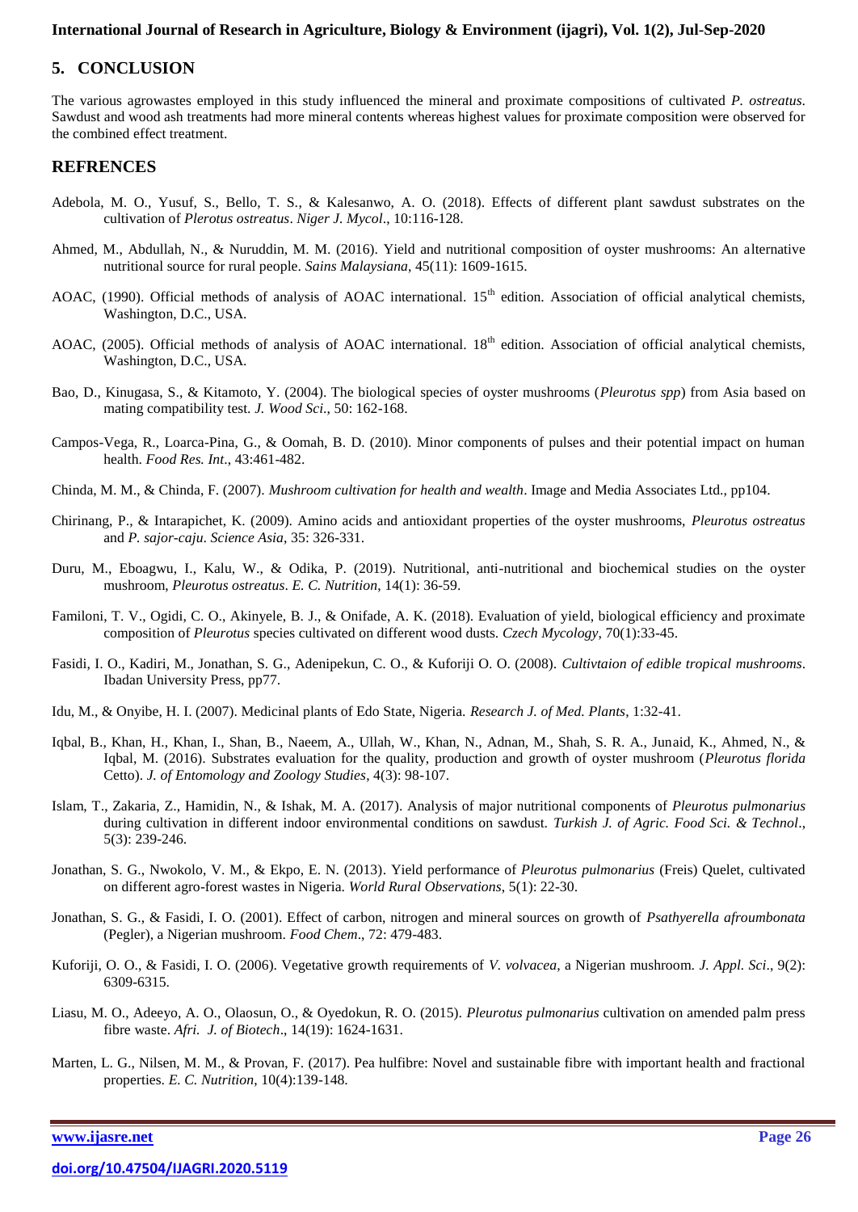## 5. CONCLUSION

The various agrowastes employed in this study influenced the mineral and proximate compositions of cultivated *P. ostreatus*. Sawdust and wood ash treatments had more mineral contents whereas highest values for proximate composition were observed for the combined effect treatment.

## REFRENCES

Adebola, M. O., Yusuf, S., Bello, T. S., & Kalesanwo, A. O. (2018). Effects of different plant sawdust substrates on the cultivation of *Plerotus ostreatus*. *Niger J. Mycol*., 10:116-128.

Ahmed, M., Abdullah, N., & Nuruddin, M. M. (2016). Yield and nutritional composition of oyster mushrooms: An alternative nutritional source for rural people. *Sains Malaysiana*, 45(11): 1609-1615.

AOAC, (1990). Official methods of analysis of AOAC international. 15th edition. Association of official analytical chemists, Washington, D.C., USA.

AOAC, (2005). Official methods of analysis of AOAC international. 18th edition. Association of official analytical chemists, Washington, D.C., USA.

Bao, D., Kinugasa, S., & Kitamoto, Y. (2004). The biological species of oyster mushrooms (*Pleurotus spp*) from Asia based on mating compatibility test. *J. Wood Sci*., 50: 162-168.

Campos-Vega, R., Loarca-Pina, G., & Oomah, B. D. (2010). Minor components of pulses and their potential impact on human health. *Food Res. Int*., 43:461-482.

Chinda, M. M., & Chinda, F. (2007). *Mushroom cultivation for health and wealth*. Image and Media Associates Ltd., pp104.

Chirinang, P., & Intarapichet, K. (2009). Amino acids and antioxidant properties of the oyster mushrooms, *Pleurotus ostreatus* and *P. sajor-caju*. *Science Asia*, 35: 326-331.

Duru, M., Eboagwu, I., Kalu, W., & Odika, P. (2019). Nutritional, anti-nutritional and biochemical studies on the oyster mushroom, *Pleurotus ostreatus*. *E. C. Nutrition*, 14(1): 36-59.

Familoni, T. V., Ogidi, C. O., Akinyele, B. J., & Onifade, A. K. (2018). Evaluation of yield, biological efficiency and proximate composition of *Pleurotus* species cultivated on different wood dusts. *Czech Mycology*, 70(1):33-45.

Fasidi, I. O., Kadiri, M., Jonathan, S. G., Adenipekun, C. O., & Kuforiji O. O. (2008). *Cultivtaion of edible tropical mushrooms*. Ibadan University Press, pp77.

Idu, M., & Onyibe, H. I. (2007). Medicinal plants of Edo State, Nigeria. *Research J. of Med. Plants*, 1:32-41.

Iqbal, B., Khan, H., Khan, I., Shan, B., Naeem, A., Ullah, W., Khan, N., Adnan, M., Shah, S. R. A., Junaid, K., Ahmed, N., & Iqbal, M. (2016). Substrates evaluation for the quality, production and growth of oyster mushroom (*Pleurotus florida* Cetto). *J. of Entomology and Zoology Studies*, 4(3): 98-107.

Islam, T., Zakaria, Z., Hamidin, N., & Ishak, M. A. (2017). Analysis of major nutritional components of *Pleurotus pulmonarius* during cultivation in different indoor environmental conditions on sawdust. *Turkish J. of Agric. Food Sci. & Technol*., 5(3): 239-246.

Jonathan, S. G., Nwokolo, V. M., & Ekpo, E. N. (2013). Yield performance of *Pleurotus pulmonarius* (Freis) Quelet, cultivated on different agro-forest wastes in Nigeria. *World Rural Observations*, 5(1): 22-30.

Jonathan, S. G., & Fasidi, I. O. (2001). Effect of carbon, nitrogen and mineral sources on growth of *Psathyerella afroumbonata* (Pegler), a Nigerian mushroom. *Food Chem*., 72: 479-483.

Kuforiji, O. O., & Fasidi, I. O. (2006). Vegetative growth requirements of *V. volvacea*, a Nigerian mushroom. *J. Appl. Sci*., 9(2): 6309-6315.

Liasu, M. O., Adeeyo, A. O., Olaosun, O., & Oyedokun, R. O. (2015). *Pleurotus pulmonarius* cultivation on amended palm press fibre waste. *Afri. J. of Biotech*., 14(19): 1624-1631.

Marten, L. G., Nilsen, M. M., & Provan, F. (2017). Pea hulfibre: Novel and sustainable fibre with important health and fractional properties. *E. C. Nutrition*, 10(4):139-148.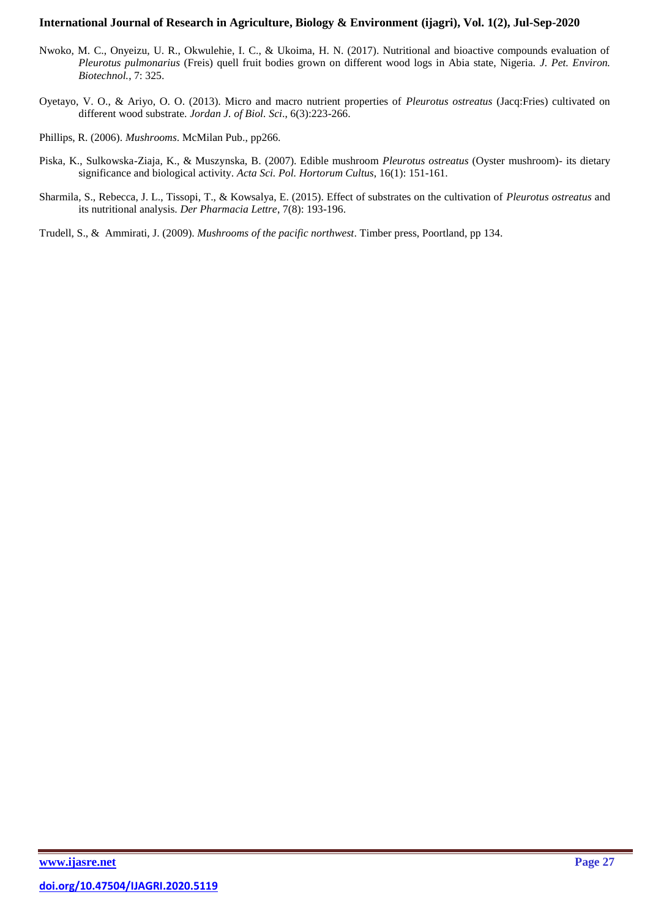Nwoko, M. C., Onyeizu, U. R., Okwulehie, I. C., & Ukoima, H. N. (2017). Nutritional and bioactive compounds evaluation of *Pleurotus pulmonarius* (Freis) quell fruit bodies grown on different wood logs in Abia state, Nigeria. *J. Pet. Environ. Biotechnol.*, 7: 325.

Oyetayo, V. O., & Ariyo, O. O. (2013). Micro and macro nutrient properties of *Pleurotus ostreatus* (Jacq:Fries) cultivated on different wood substrate. *Jordan J. of Biol. Sci*., 6(3):223-266.

Phillips, R. (2006). *Mushrooms*. McMilan Pub., pp266.

Piska, K., Sulkowska-Ziaja, K., & Muszynska, B. (2007). Edible mushroom *Pleurotus ostreatus* (Oyster mushroom)- its dietary significance and biological activity. *Acta Sci. Pol. Hortorum Cultus*, 16(1): 151-161.

Sharmila, S., Rebecca, J. L., Tissopi, T., & Kowsalya, E. (2015). Effect of substrates on the cultivation of *Pleurotus ostreatus* and its nutritional analysis. *Der Pharmacia Lettre*, 7(8): 193-196.

Trudell, S., & Ammirati, J. (2009). *Mushrooms of the pacific northwest*. Timber press, Poortland, pp 134.